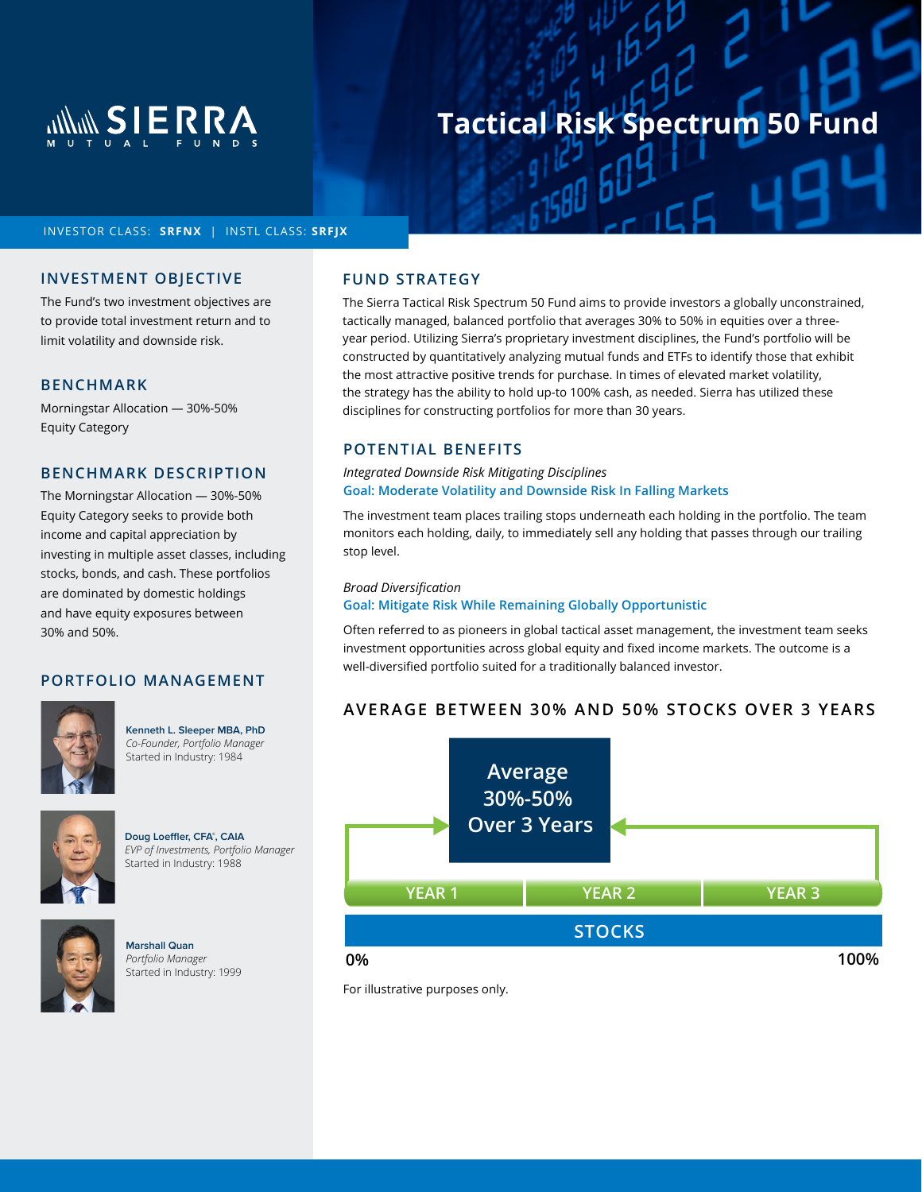# Tactical Risk Spectrum 50 Fund

SIERRA MUTUAL FUNDS

INVESTOR CLASS: **SRFNX** | INSTL CLASS: **SRFJX**

## INVESTMENT OBJECTIVE

The Fund's two investment objectives are to provide total investment return and to limit volatility and downside risk.

## BENCHMARK

Morningstar Allocation — 30%-50% Equity Category

## BENCHMARK DESCRIPTION

The Morningstar Allocation — 30%-50% Equity Category seeks to provide both income and capital appreciation by investing in multiple asset classes, including stocks, bonds, and cash. These portfolios are dominated by domestic holdings and have equity exposures between 30% and 50%.

## PORTFOLIO MANAGEMENT

**Kenneth L. Sleeper MBA, PhD**
*Co-Founder, Portfolio Manager*
Started in Industry: 1984

**Doug Loeffler, CFA®, CAIA**
*EVP of Investments, Portfolio Manager*
Started in Industry: 1988

**Marshall Quan**
*Portfolio Manager*
Started in Industry: 1999

## FUND STRATEGY

The Sierra Tactical Risk Spectrum 50 Fund aims to provide investors a globally unconstrained, tactically managed, balanced portfolio that averages 30% to 50% in equities over a three-year period. Utilizing Sierra's proprietary investment disciplines, the Fund's portfolio will be constructed by quantitatively analyzing mutual funds and ETFs to identify those that exhibit the most attractive positive trends for purchase. In times of elevated market volatility, the strategy has the ability to hold up-to 100% cash, as needed. Sierra has utilized these disciplines for constructing portfolios for more than 30 years.

## POTENTIAL BENEFITS

*Integrated Downside Risk Mitigating Disciplines*
Goal: Moderate Volatility and Downside Risk In Falling Markets

The investment team places trailing stops underneath each holding in the portfolio. The team monitors each holding, daily, to immediately sell any holding that passes through our trailing stop level.

*Broad Diversification*
Goal: Mitigate Risk While Remaining Globally Opportunistic

Often referred to as pioneers in global tactical asset management, the investment team seeks investment opportunities across global equity and fixed income markets. The outcome is a well-diversified portfolio suited for a traditionally balanced investor.

## AVERAGE BETWEEN 30% AND 50% STOCKS OVER 3 YEARS

Average 30%-50% Over 3 Years

YEAR 1 | YEAR 2 | YEAR 3

STOCKS

0% — 100%

For illustrative purposes only.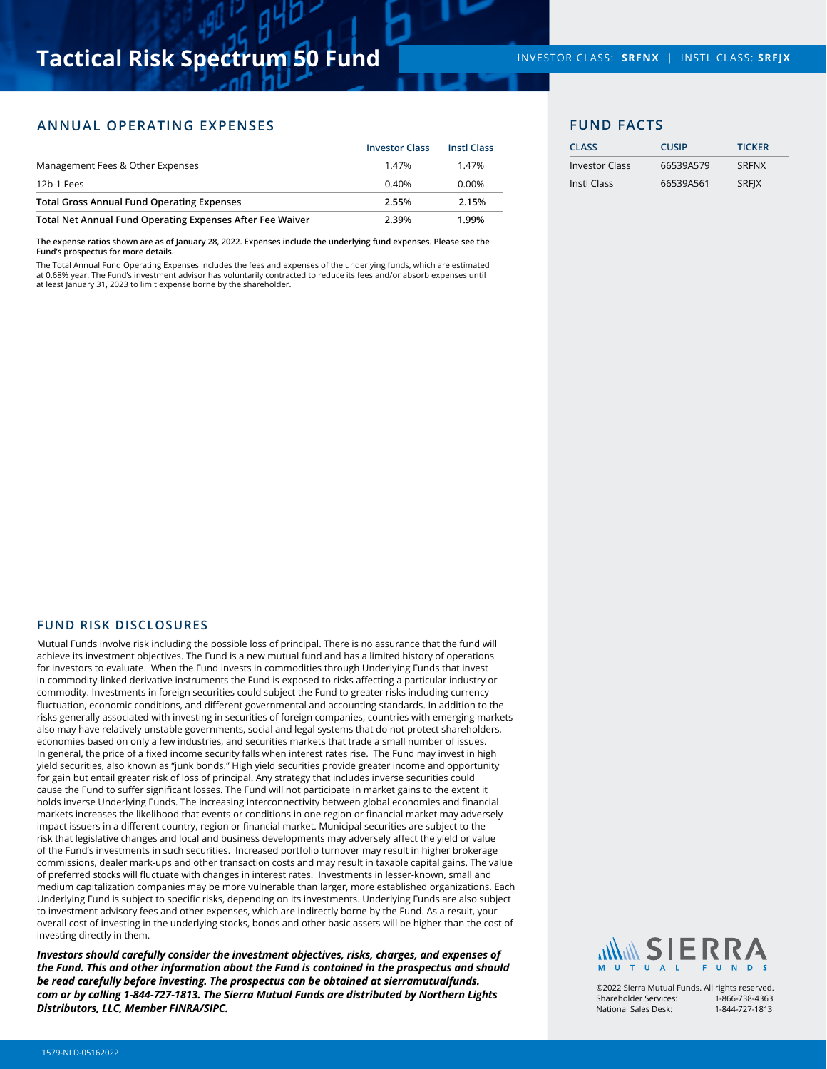# Tactical Risk Spectrum 50 Fund

INVESTOR CLASS: **SRFNX** | INSTL CLASS: **SRFJX**

## ANNUAL OPERATING EXPENSES

| | Investor Class | Instl Class |
|---|---|---|
| Management Fees & Other Expenses | 1.47% | 1.47% |
| 12b-1 Fees | 0.40% | 0.00% |
| **Total Gross Annual Fund Operating Expenses** | **2.55%** | **2.15%** |
| **Total Net Annual Fund Operating Expenses After Fee Waiver** | **2.39%** | **1.99%** |

**The expense ratios shown are as of January 28, 2022. Expenses include the underlying fund expenses. Please see the Fund's prospectus for more details.**

The Total Annual Fund Operating Expenses includes the fees and expenses of the underlying funds, which are estimated at 0.68% year. The Fund's investment advisor has voluntarily contracted to reduce its fees and/or absorb expenses until at least January 31, 2023 to limit expense borne by the shareholder.

## FUND FACTS

| CLASS | CUSIP | TICKER |
|---|---|---|
| Investor Class | 66539A579 | SRFNX |
| Instl Class | 66539A561 | SRFJX |

## FUND RISK DISCLOSURES

Mutual Funds involve risk including the possible loss of principal. There is no assurance that the fund will achieve its investment objectives. The Fund is a new mutual fund and has a limited history of operations for investors to evaluate. When the Fund invests in commodities through Underlying Funds that invest in commodity-linked derivative instruments the Fund is exposed to risks affecting a particular industry or commodity. Investments in foreign securities could subject the Fund to greater risks including currency fluctuation, economic conditions, and different governmental and accounting standards. In addition to the risks generally associated with investing in securities of foreign companies, countries with emerging markets also may have relatively unstable governments, social and legal systems that do not protect shareholders, economies based on only a few industries, and securities markets that trade a small number of issues. In general, the price of a fixed income security falls when interest rates rise. The Fund may invest in high yield securities, also known as "junk bonds." High yield securities provide greater income and opportunity for gain but entail greater risk of loss of principal. Any strategy that includes inverse securities could cause the Fund to suffer significant losses. The Fund will not participate in market gains to the extent it holds inverse Underlying Funds. The increasing interconnectivity between global economies and financial markets increases the likelihood that events or conditions in one region or financial market may adversely impact issuers in a different country, region or financial market. Municipal securities are subject to the risk that legislative changes and local and business developments may adversely affect the yield or value of the Fund's investments in such securities. Increased portfolio turnover may result in higher brokerage commissions, dealer mark-ups and other transaction costs and may result in taxable capital gains. The value of preferred stocks will fluctuate with changes in interest rates. Investments in lesser-known, small and medium capitalization companies may be more vulnerable than larger, more established organizations. Each Underlying Fund is subject to specific risks, depending on its investments. Underlying Funds are also subject to investment advisory fees and other expenses, which are indirectly borne by the Fund. As a result, your overall cost of investing in the underlying stocks, bonds and other basic assets will be higher than the cost of investing directly in them.

***Investors should carefully consider the investment objectives, risks, charges, and expenses of the Fund. This and other information about the Fund is contained in the prospectus and should be read carefully before investing. The prospectus can be obtained at sierramutualfunds.com or by calling 1-844-727-1813. The Sierra Mutual Funds are distributed by Northern Lights Distributors, LLC, Member FINRA/SIPC.***

SIERRA MUTUAL FUNDS

©2022 Sierra Mutual Funds. All rights reserved.
Shareholder Services: 1-866-738-4363
National Sales Desk: 1-844-727-1813

1579-NLD-05162022